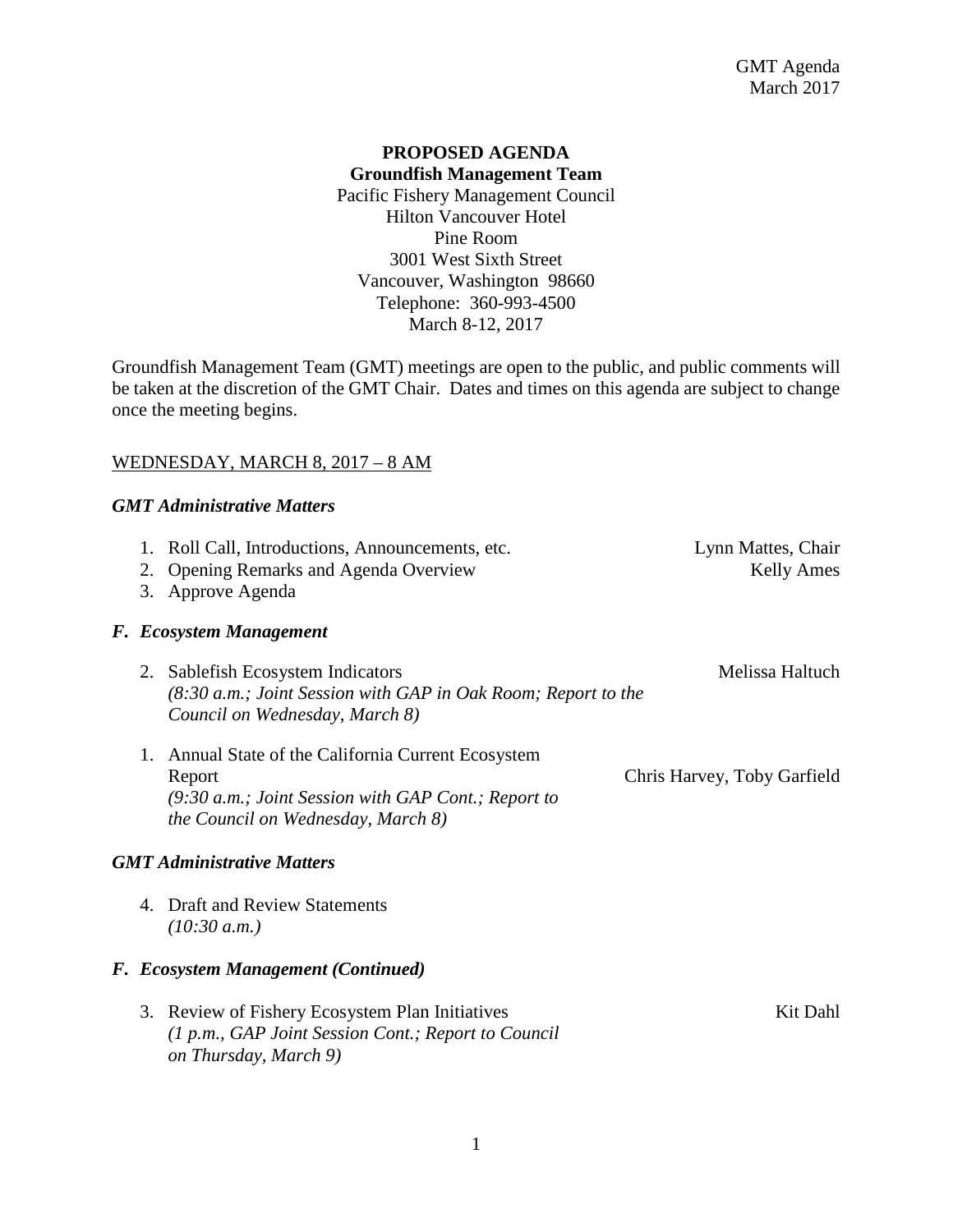**PROPOSED AGENDA**
**Groundfish Management Team**
Pacific Fishery Management Council
Hilton Vancouver Hotel
Pine Room
3001 West Sixth Street
Vancouver, Washington 98660
Telephone: 360-993-4500
March 8-12, 2017

Groundfish Management Team (GMT) meetings are open to the public, and public comments will be taken at the discretion of the GMT Chair. Dates and times on this agenda are subject to change once the meeting begins.

<u>WEDNESDAY, MARCH 8, 2017 – 8 AM</u>

***GMT Administrative Matters***

1. Roll Call, Introductions, Announcements, etc. — Lynn Mattes, Chair
2. Opening Remarks and Agenda Overview — Kelly Ames
3. Approve Agenda

***F. Ecosystem Management***

2. Sablefish Ecosystem Indicators — Melissa Haltuch
   *(8:30 a.m.; Joint Session with GAP in Oak Room; Report to the Council on Wednesday, March 8)*

1. Annual State of the California Current Ecosystem Report — Chris Harvey, Toby Garfield
   *(9:30 a.m.; Joint Session with GAP Cont.; Report to the Council on Wednesday, March 8)*

***GMT Administrative Matters***

4. Draft and Review Statements
   *(10:30 a.m.)*

***F. Ecosystem Management (Continued)***

3. Review of Fishery Ecosystem Plan Initiatives — Kit Dahl
   *(1 p.m., GAP Joint Session Cont.; Report to Council on Thursday, March 9)*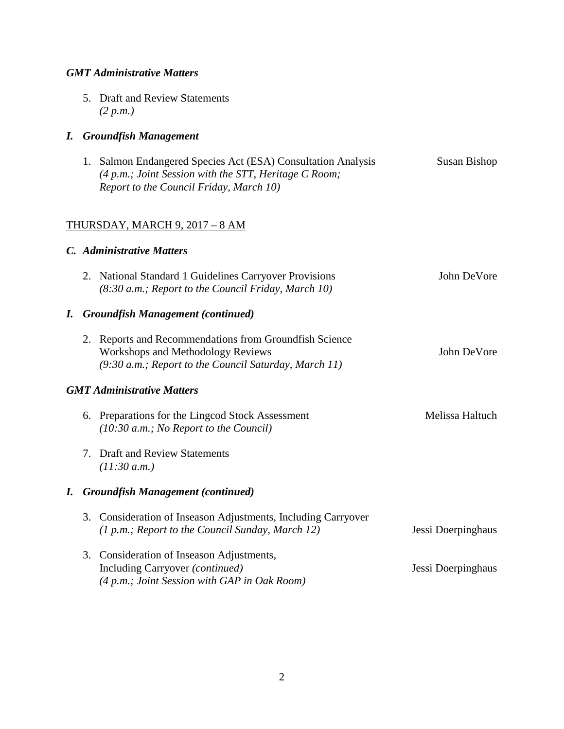***GMT Administrative Matters***

5. Draft and Review Statements
   *(2 p.m.)*

***I. Groundfish Management***

1. Salmon Endangered Species Act (ESA) Consultation Analysis — Susan Bishop
   *(4 p.m.; Joint Session with the STT, Heritage C Room; Report to the Council Friday, March 10)*

<u>THURSDAY, MARCH 9, 2017 – 8 AM</u>

***C. Administrative Matters***

2. National Standard 1 Guidelines Carryover Provisions — John DeVore
   *(8:30 a.m.; Report to the Council Friday, March 10)*

***I. Groundfish Management (continued)***

2. Reports and Recommendations from Groundfish Science Workshops and Methodology Reviews — John DeVore
   *(9:30 a.m.; Report to the Council Saturday, March 11)*

***GMT Administrative Matters***

6. Preparations for the Lingcod Stock Assessment — Melissa Haltuch
   *(10:30 a.m.; No Report to the Council)*

7. Draft and Review Statements
   *(11:30 a.m.)*

***I. Groundfish Management (continued)***

3. Consideration of Inseason Adjustments, Including Carryover — Jessi Doerpinghaus
   *(1 p.m.; Report to the Council Sunday, March 12)*

3. Consideration of Inseason Adjustments, Including Carryover *(continued)* — Jessi Doerpinghaus
   *(4 p.m.; Joint Session with GAP in Oak Room)*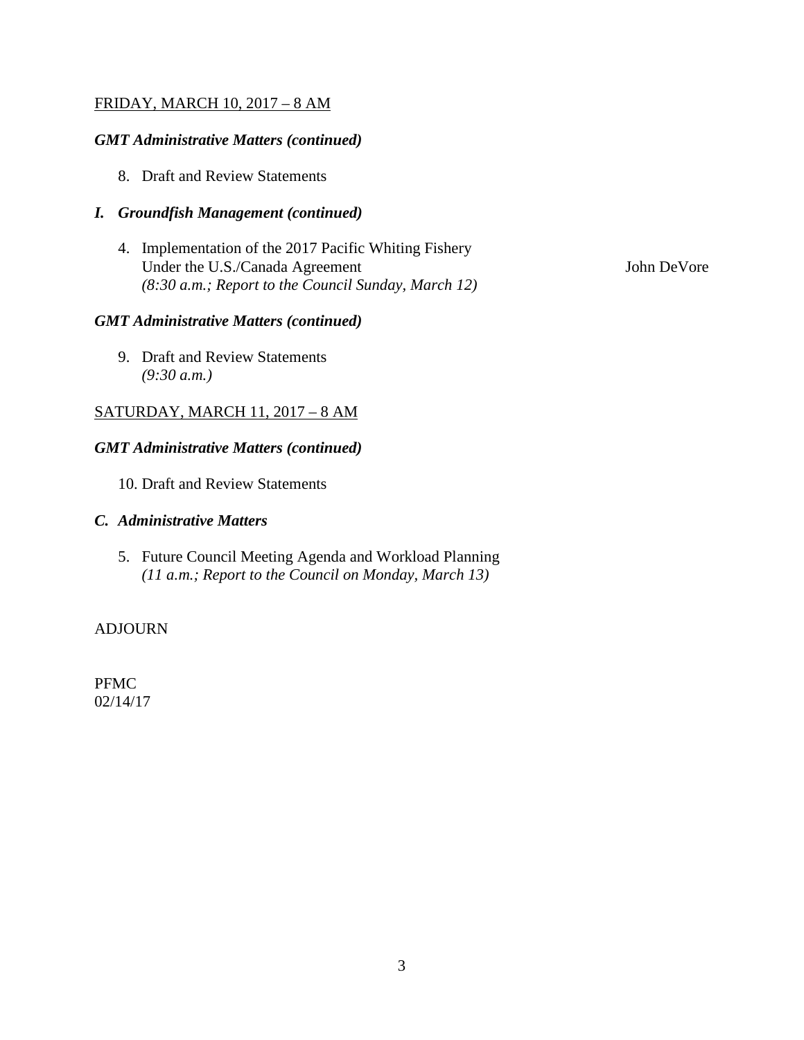<u>FRIDAY, MARCH 10, 2017 – 8 AM</u>

***GMT Administrative Matters (continued)***

8. Draft and Review Statements

***I. Groundfish Management (continued)***

4. Implementation of the 2017 Pacific Whiting Fishery Under the U.S./Canada Agreement — John DeVore  
   *(8:30 a.m.; Report to the Council Sunday, March 12)*

***GMT Administrative Matters (continued)***

9. Draft and Review Statements  
   *(9:30 a.m.)*

<u>SATURDAY, MARCH 11, 2017 – 8 AM</u>

***GMT Administrative Matters (continued)***

10. Draft and Review Statements

***C. Administrative Matters***

5. Future Council Meeting Agenda and Workload Planning  
   *(11 a.m.; Report to the Council on Monday, March 13)*

ADJOURN

PFMC  
02/14/17